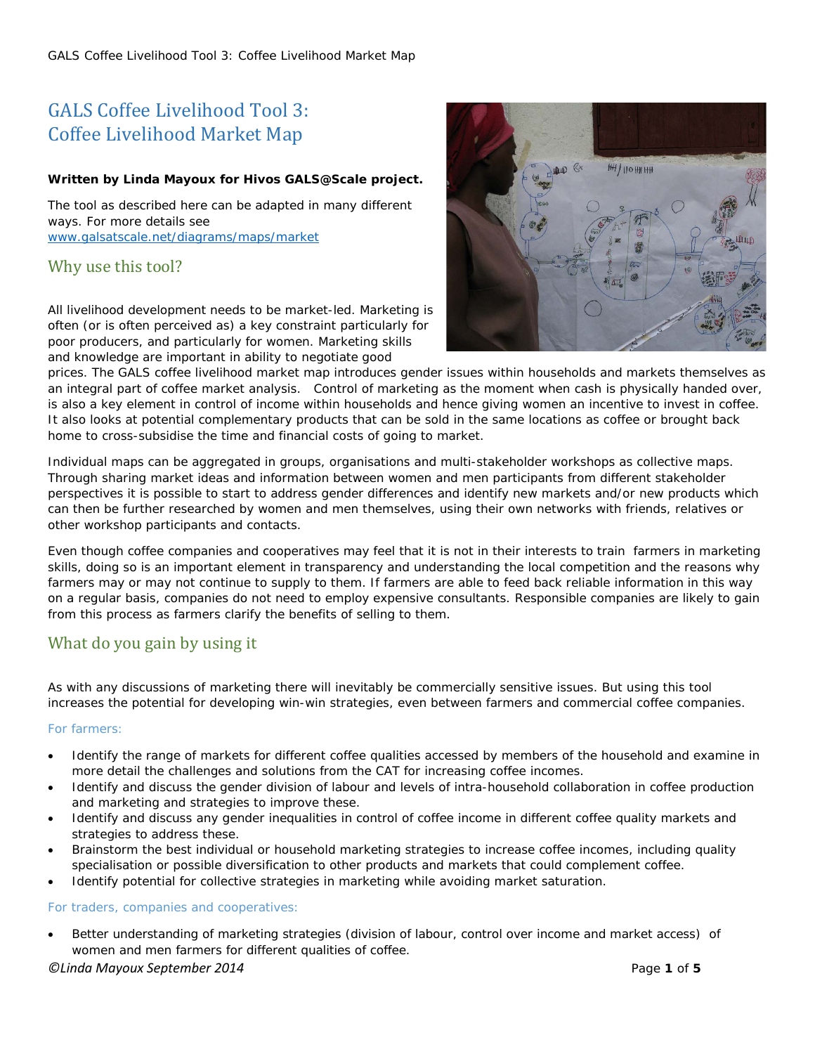# GALS Coffee Livelihood Tool 3: Coffee Livelihood Market Map

**Written by Linda Mayoux for Hivos GALS@Scale project.**

The tool as described here can be adapted in many different ways. For more details see [www.galsatscale.net/diagrams/maps/market](www.galsatscale.net/diagrams/maps/market)

## Why use this tool?

All livelihood development needs to be market-led. Marketing is often (or is often perceived as) a key constraint particularly for poor producers, and particularly for women. Marketing skills and knowledge are important in ability to negotiate good prices. The GALS coffee livelihood market map introduces gender issues within households and markets themselves as an integral part of coffee market analysis. Control of marketing as the moment when cash is physically handed over, is also a key element in control of income within households and hence giving women an incentive to invest in coffee. It also looks at potential complementary products that can be sold in the same locations as coffee or brought back home to cross-subsidise the time and financial costs of going to market.

Individual maps can be aggregated in groups, organisations and multi-stakeholder workshops as collective maps. Through sharing market ideas and information between women and men participants from different stakeholder perspectives it is possible to start to address gender differences and identify new markets and/or new products which can then be further researched by women and men themselves, using their own networks with friends, relatives or other workshop participants and contacts.

Even though coffee companies and cooperatives may feel that it is not in their interests to train farmers in marketing skills, doing so is an important element in transparency and understanding the local competition and the reasons why farmers may or may not continue to supply to them. If farmers are able to feed back reliable information in this way on a regular basis, companies do not need to employ expensive consultants. Responsible companies are likely to gain from this process as farmers clarify the benefits of selling to them.

## What do you gain by using it

As with any discussions of marketing there will inevitably be commercially sensitive issues. But using this tool increases the potential for developing win-win strategies, even between farmers and commercial coffee companies.

### For farmers:

- Identify the range of markets for different coffee qualities accessed by members of the household and examine in more detail the challenges and solutions from the CAT for increasing coffee incomes.
- Identify and discuss the gender division of labour and levels of intra-household collaboration in coffee production and marketing and strategies to improve these.
- Identify and discuss any gender inequalities in control of coffee income in different coffee quality markets and strategies to address these.
- Brainstorm the best individual or household marketing strategies to increase coffee incomes, including quality specialisation or possible diversification to other products and markets that could complement coffee.
- Identify potential for collective strategies in marketing while avoiding market saturation.

### For traders, companies and cooperatives:

- Better understanding of marketing strategies (division of labour, control over income and market access) of women and men farmers for different qualities of coffee.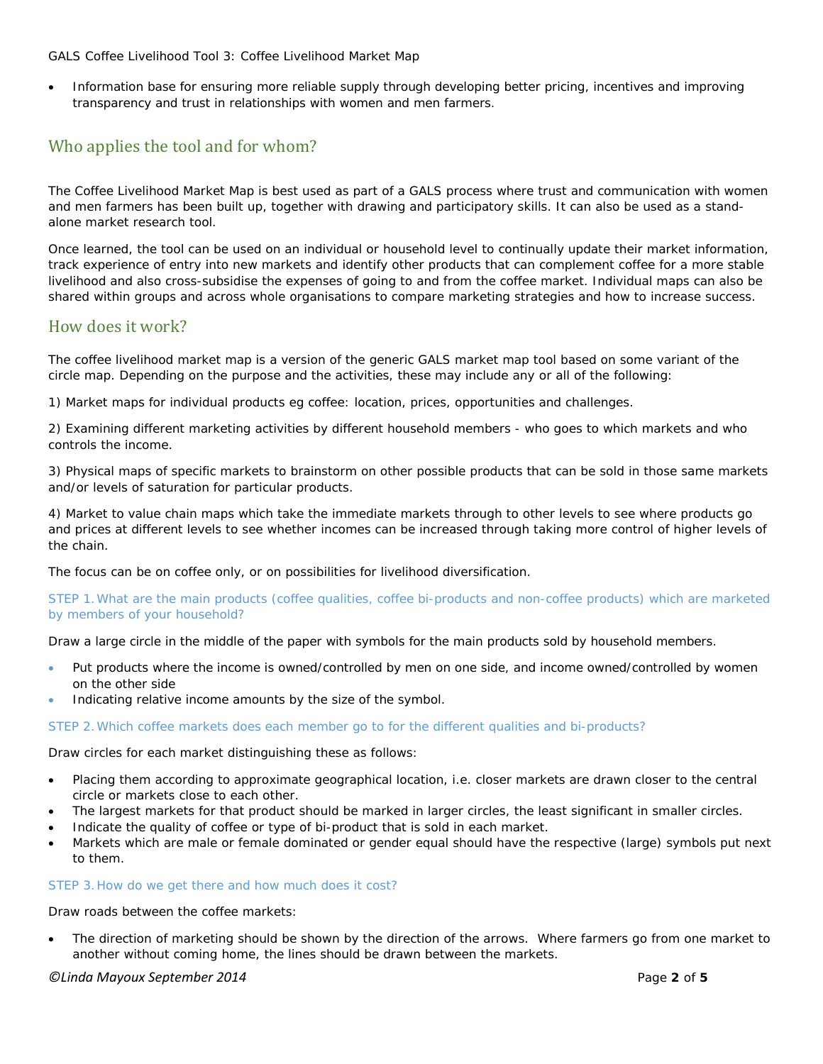- Information base for ensuring more reliable supply through developing better pricing, incentives and improving transparency and trust in relationships with women and men farmers.

## Who applies the tool and for whom?

The Coffee Livelihood Market Map is best used as part of a GALS process where trust and communication with women and men farmers has been built up, together with drawing and participatory skills. It can also be used as a stand-alone market research tool.

Once learned, the tool can be used on an individual or household level to continually update their market information, track experience of entry into new markets and identify other products that can complement coffee for a more stable livelihood and also cross-subsidise the expenses of going to and from the coffee market. Individual maps can also be shared within groups and across whole organisations to compare marketing strategies and how to increase success.

## How does it work?

The coffee livelihood market map is a version of the generic GALS market map tool based on some variant of the circle map. Depending on the purpose and the activities, these may include any or all of the following:

1) Market maps for individual products eg coffee: location, prices, opportunities and challenges.

2) Examining different marketing activities by different household members - who goes to which markets and who controls the income.

3) Physical maps of specific markets to brainstorm on other possible products that can be sold in those same markets and/or levels of saturation for particular products.

4) Market to value chain maps which take the immediate markets through to other levels to see where products go and prices at different levels to see whether incomes can be increased through taking more control of higher levels of the chain.

The focus can be on coffee only, or on possibilities for livelihood diversification.

### STEP 1. What are the main products (coffee qualities, coffee bi-products and non-coffee products) which are marketed by members of your household?

Draw a large circle in the middle of the paper with symbols for the main products sold by household members.

- Put products where the income is owned/controlled by men on one side, and income owned/controlled by women on the other side
- Indicating relative income amounts by the size of the symbol.

### STEP 2. Which coffee markets does each member go to for the different qualities and bi-products?

Draw circles for each market distinguishing these as follows:

- Placing them according to approximate geographical location, i.e. closer markets are drawn closer to the central circle or markets close to each other.
- The largest markets for that product should be marked in larger circles, the least significant in smaller circles.
- Indicate the quality of coffee or type of bi-product that is sold in each market.
- Markets which are male or female dominated or gender equal should have the respective (large) symbols put next to them.

### STEP 3. How do we get there and how much does it cost?

Draw roads between the coffee markets:

- The direction of marketing should be shown by the direction of the arrows. Where farmers go from one market to another without coming home, the lines should be drawn between the markets.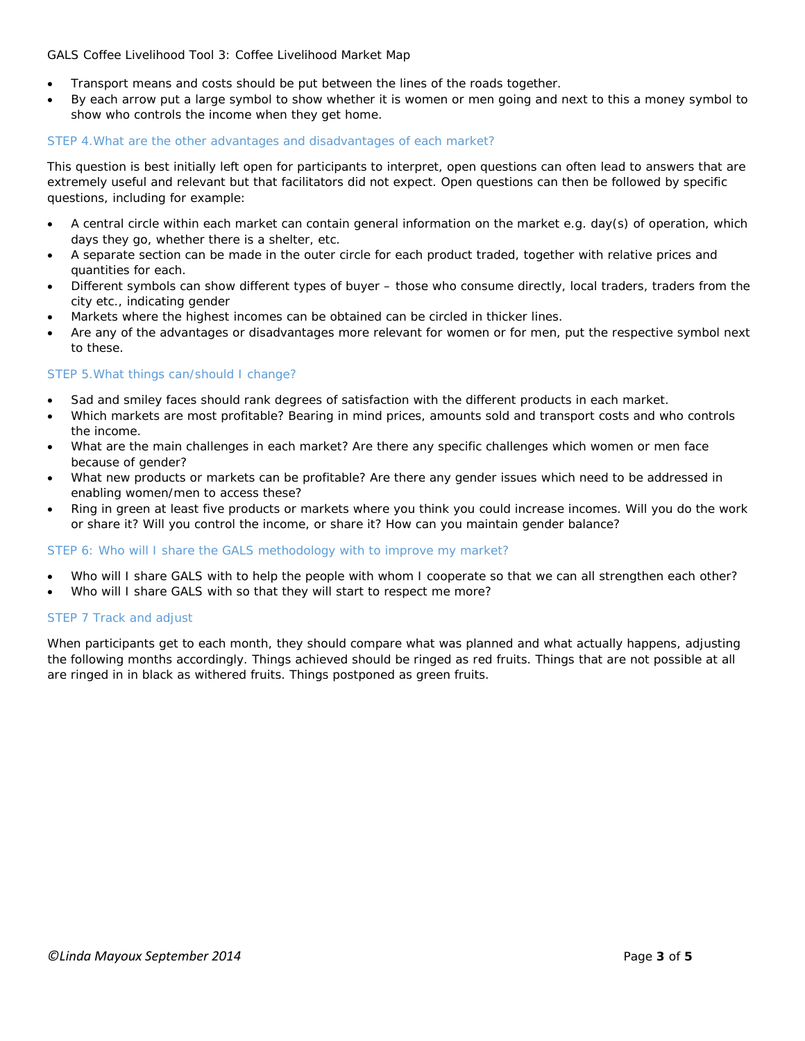- Transport means and costs should be put between the lines of the roads together.
- By each arrow put a large symbol to show whether it is women or men going and next to this a money symbol to show who controls the income when they get home.

### STEP 4.What are the other advantages and disadvantages of each market?

This question is best initially left open for participants to interpret, open questions can often lead to answers that are extremely useful and relevant but that facilitators did not expect. Open questions can then be followed by specific questions, including for example:

- A central circle within each market can contain general information on the market e.g. day(s) of operation, which days they go, whether there is a shelter, etc.
- A separate section can be made in the outer circle for each product traded, together with relative prices and quantities for each.
- Different symbols can show different types of buyer – those who consume directly, local traders, traders from the city etc., indicating gender
- Markets where the highest incomes can be obtained can be circled in thicker lines.
- Are any of the advantages or disadvantages more relevant for women or for men, put the respective symbol next to these.

### STEP 5.What things can/should I change?

- Sad and smiley faces should rank degrees of satisfaction with the different products in each market.
- Which markets are most profitable? Bearing in mind prices, amounts sold and transport costs and who controls the income.
- What are the main challenges in each market? Are there any specific challenges which women or men face because of gender?
- What new products or markets can be profitable? Are there any gender issues which need to be addressed in enabling women/men to access these?
- Ring in green at least five products or markets where you think you could increase incomes. Will you do the work or share it? Will you control the income, or share it? How can you maintain gender balance?

### STEP 6: Who will I share the GALS methodology with to improve my market?

- Who will I share GALS with to help the people with whom I cooperate so that we can all strengthen each other?
- Who will I share GALS with so that they will start to respect me more?

### STEP 7 Track and adjust

When participants get to each month, they should compare what was planned and what actually happens, adjusting the following months accordingly. Things achieved should be ringed as red fruits. Things that are not possible at all are ringed in in black as withered fruits. Things postponed as green fruits.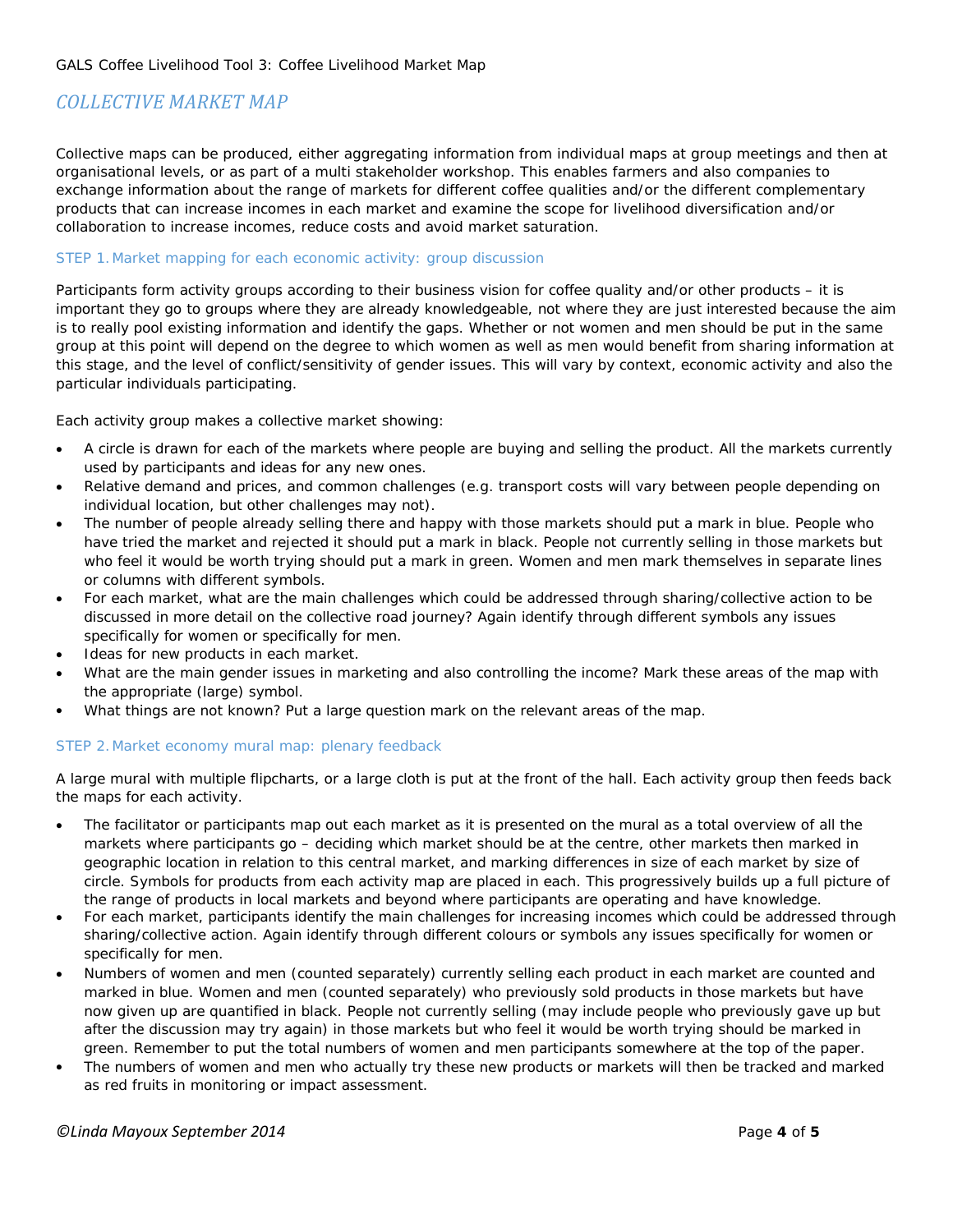## COLLECTIVE MARKET MAP

Collective maps can be produced, either aggregating information from individual maps at group meetings and then at organisational levels, or as part of a multi stakeholder workshop. This enables farmers and also companies to exchange information about the range of markets for different coffee qualities and/or the different complementary products that can increase incomes in each market and examine the scope for livelihood diversification and/or collaboration to increase incomes, reduce costs and avoid market saturation.

### STEP 1. Market mapping for each economic activity: group discussion

Participants form activity groups according to their business vision for coffee quality and/or other products – it is important they go to groups where they are already knowledgeable, not where they are just interested because the aim is to really pool existing information and identify the gaps. Whether or not women and men should be put in the same group at this point will depend on the degree to which women as well as men would benefit from sharing information at this stage, and the level of conflict/sensitivity of gender issues. This will vary by context, economic activity and also the particular individuals participating.

Each activity group makes a collective market showing:

- A circle is drawn for each of the markets where people are buying and selling the product. All the markets currently used by participants and ideas for any new ones.
- Relative demand and prices, and common challenges (e.g. transport costs will vary between people depending on individual location, but other challenges may not).
- The number of people already selling there and happy with those markets should put a mark in blue. People who have tried the market and rejected it should put a mark in black. People not currently selling in those markets but who feel it would be worth trying should put a mark in green. Women and men mark themselves in separate lines or columns with different symbols.
- For each market, what are the main challenges which could be addressed through sharing/collective action to be discussed in more detail on the collective road journey? Again identify through different symbols any issues specifically for women or specifically for men.
- Ideas for new products in each market.
- What are the main gender issues in marketing and also controlling the income? Mark these areas of the map with the appropriate (large) symbol.
- What things are not known? Put a large question mark on the relevant areas of the map.

### STEP 2. Market economy mural map: plenary feedback

A large mural with multiple flipcharts, or a large cloth is put at the front of the hall. Each activity group then feeds back the maps for each activity.

- The facilitator or participants map out each market as it is presented on the mural as a total overview of all the markets where participants go – deciding which market should be at the centre, other markets then marked in geographic location in relation to this central market, and marking differences in size of each market by size of circle. Symbols for products from each activity map are placed in each. This progressively builds up a full picture of the range of products in local markets and beyond where participants are operating and have knowledge.
- For each market, participants identify the main challenges for increasing incomes which could be addressed through sharing/collective action. Again identify through different colours or symbols any issues specifically for women or specifically for men.
- Numbers of women and men (counted separately) currently selling each product in each market are counted and marked in blue. Women and men (counted separately) who previously sold products in those markets but have now given up are quantified in black. People not currently selling (may include people who previously gave up but after the discussion may try again) in those markets but who feel it would be worth trying should be marked in green. Remember to put the total numbers of women and men participants somewhere at the top of the paper.
- The numbers of women and men who actually try these new products or markets will then be tracked and marked as red fruits in monitoring or impact assessment.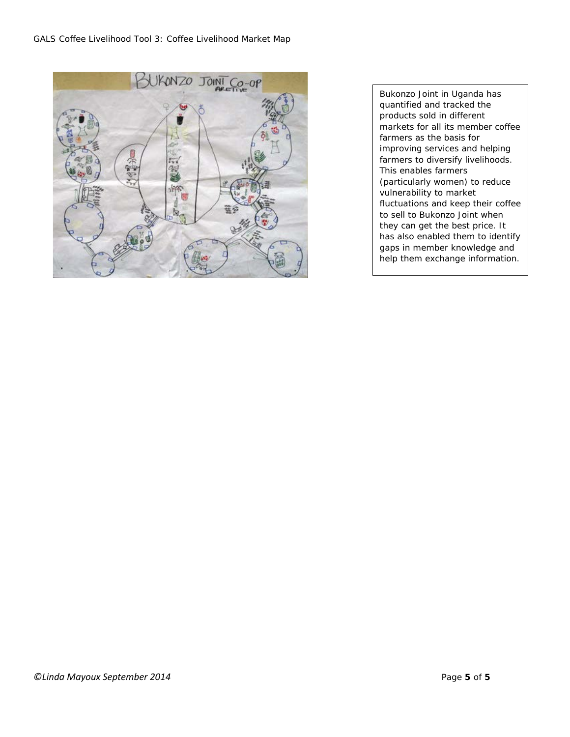Bukonzo Joint in Uganda has quantified and tracked the products sold in different markets for all its member coffee farmers as the basis for improving services and helping farmers to diversify livelihoods. This enables farmers (particularly women) to reduce vulnerability to market fluctuations and keep their coffee to sell to Bukonzo Joint when they can get the best price. It has also enabled them to identify gaps in member knowledge and help them exchange information.